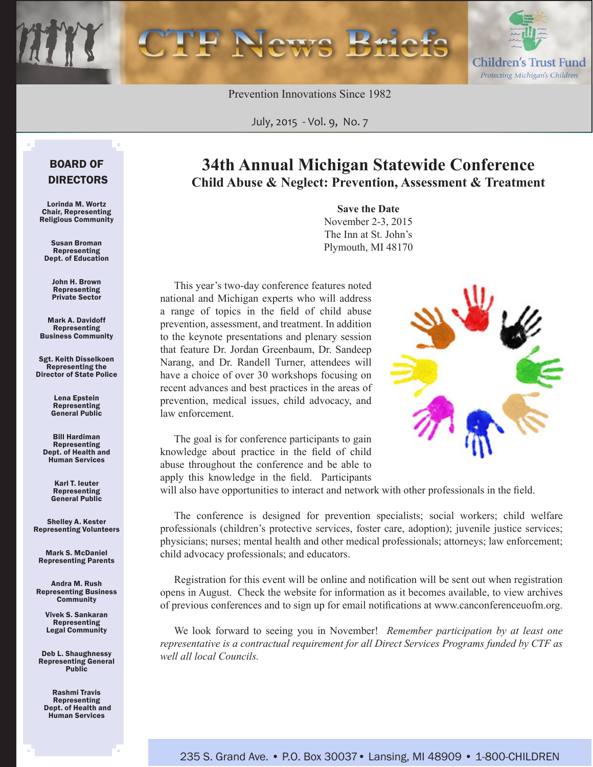# CTF News Briefs

Children's Trust Fund
*Protecting Michigan's Children*

Prevention Innovations Since 1982

July, 2015 - Vol. 9, No. 7

## BOARD OF DIRECTORS

**Lorinda M. Wortz**
Chair, Representing Religious Community

**Susan Broman**
Representing Dept. of Education

**John H. Brown**
Representing Private Sector

**Mark A. Davidoff**
Representing Business Community

**Sgt. Keith Disselkoen**
Representing the Director of State Police

**Lena Epstein**
Representing General Public

**Bill Hardiman**
Representing Dept. of Health and Human Services

**Karl T. Ieuter**
Representing General Public

**Shelley A. Kester**
Representing Volunteers

**Mark S. McDaniel**
Representing Parents

**Andra M. Rush**
Representing Business Community

**Vivek S. Sankaran**
Representing Legal Community

**Deb L. Shaughnessy**
Representing General Public

**Rashmi Travis**
Representing Dept. of Health and Human Services

# 34th Annual Michigan Statewide Conference

## Child Abuse & Neglect: Prevention, Assessment & Treatment

**Save the Date**
November 2-3, 2015
The Inn at St. John's
Plymouth, MI 48170

This year's two-day conference features noted national and Michigan experts who will address a range of topics in the field of child abuse prevention, assessment, and treatment. In addition to the keynote presentations and plenary session that feature Dr. Jordan Greenbaum, Dr. Sandeep Narang, and Dr. Randell Turner, attendees will have a choice of over 30 workshops focusing on recent advances and best practices in the areas of prevention, medical issues, child advocacy, and law enforcement.

The goal is for conference participants to gain knowledge about practice in the field of child abuse throughout the conference and be able to apply this knowledge in the field. Participants will also have opportunities to interact and network with other professionals in the field.

The conference is designed for prevention specialists; social workers; child welfare professionals (children's protective services, foster care, adoption); juvenile justice services; physicians; nurses; mental health and other medical professionals; attorneys; law enforcement; child advocacy professionals; and educators.

Registration for this event will be online and notification will be sent out when registration opens in August. Check the website for information as it becomes available, to view archives of previous conferences and to sign up for email notifications at www.canconferenceuofm.org.

We look forward to seeing you in November! *Remember participation by at least one representative is a contractual requirement for all Direct Services Programs funded by CTF as well all local Councils.*

235 S. Grand Ave. • P.O. Box 30037 • Lansing, MI 48909 • 1-800-CHILDREN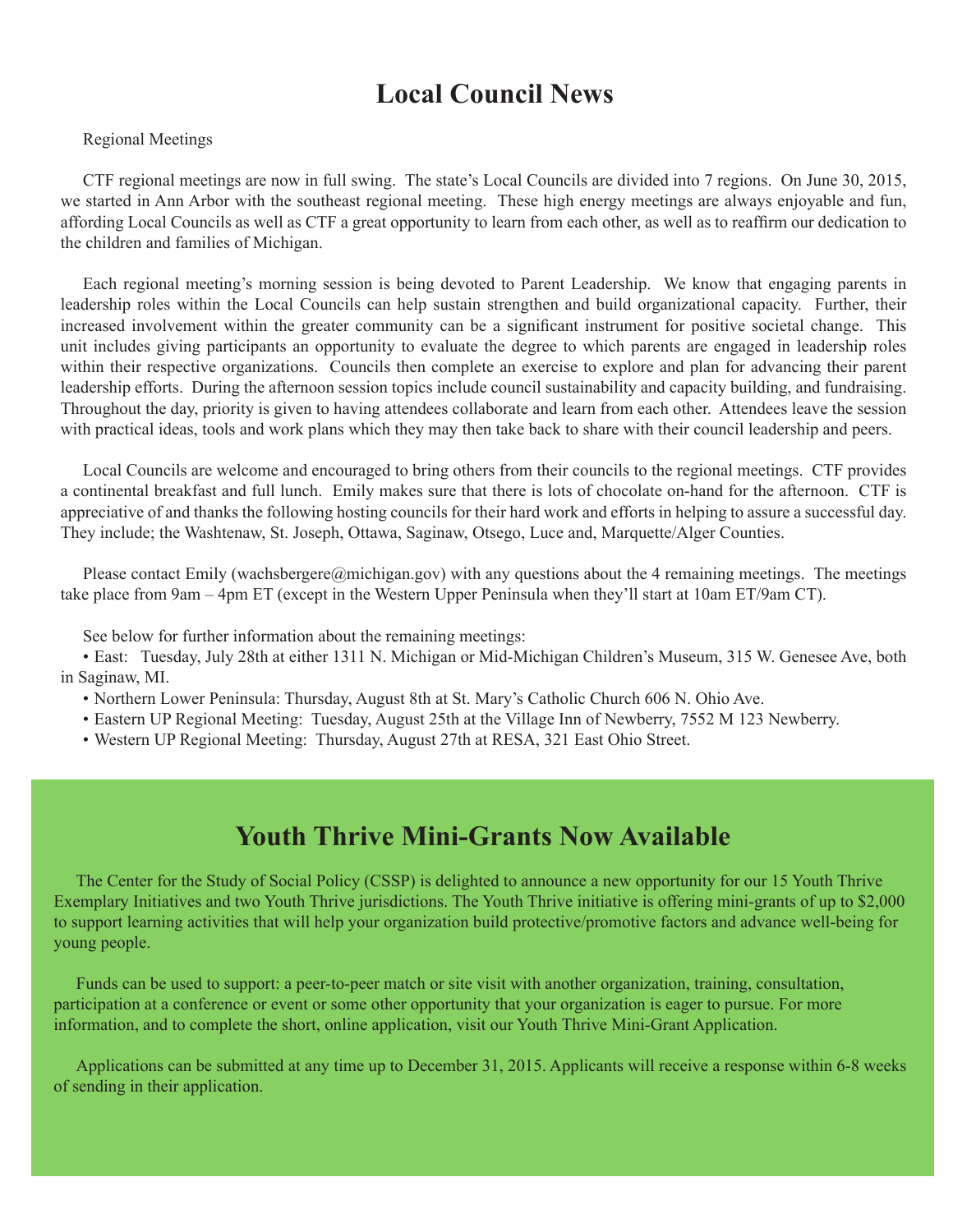# Local Council News

Regional Meetings

CTF regional meetings are now in full swing. The state's Local Councils are divided into 7 regions. On June 30, 2015, we started in Ann Arbor with the southeast regional meeting. These high energy meetings are always enjoyable and fun, affording Local Councils as well as CTF a great opportunity to learn from each other, as well as to reaffirm our dedication to the children and families of Michigan.

Each regional meeting's morning session is being devoted to Parent Leadership. We know that engaging parents in leadership roles within the Local Councils can help sustain strengthen and build organizational capacity. Further, their increased involvement within the greater community can be a significant instrument for positive societal change. This unit includes giving participants an opportunity to evaluate the degree to which parents are engaged in leadership roles within their respective organizations. Councils then complete an exercise to explore and plan for advancing their parent leadership efforts. During the afternoon session topics include council sustainability and capacity building, and fundraising. Throughout the day, priority is given to having attendees collaborate and learn from each other. Attendees leave the session with practical ideas, tools and work plans which they may then take back to share with their council leadership and peers.

Local Councils are welcome and encouraged to bring others from their councils to the regional meetings. CTF provides a continental breakfast and full lunch. Emily makes sure that there is lots of chocolate on-hand for the afternoon. CTF is appreciative of and thanks the following hosting councils for their hard work and efforts in helping to assure a successful day. They include; the Washtenaw, St. Joseph, Ottawa, Saginaw, Otsego, Luce and, Marquette/Alger Counties.

Please contact Emily (wachsbergere@michigan.gov) with any questions about the 4 remaining meetings. The meetings take place from 9am – 4pm ET (except in the Western Upper Peninsula when they'll start at 10am ET/9am CT).

See below for further information about the remaining meetings:

- East: Tuesday, July 28th at either 1311 N. Michigan or Mid-Michigan Children's Museum, 315 W. Genesee Ave, both in Saginaw, MI.
- Northern Lower Peninsula: Thursday, August 8th at St. Mary's Catholic Church 606 N. Ohio Ave.
- Eastern UP Regional Meeting: Tuesday, August 25th at the Village Inn of Newberry, 7552 M 123 Newberry.
- Western UP Regional Meeting: Thursday, August 27th at RESA, 321 East Ohio Street.

# Youth Thrive Mini-Grants Now Available

The Center for the Study of Social Policy (CSSP) is delighted to announce a new opportunity for our 15 Youth Thrive Exemplary Initiatives and two Youth Thrive jurisdictions. The Youth Thrive initiative is offering mini-grants of up to $2,000 to support learning activities that will help your organization build protective/promotive factors and advance well-being for young people.

Funds can be used to support: a peer-to-peer match or site visit with another organization, training, consultation, participation at a conference or event or some other opportunity that your organization is eager to pursue. For more information, and to complete the short, online application, visit our Youth Thrive Mini-Grant Application.

Applications can be submitted at any time up to December 31, 2015. Applicants will receive a response within 6-8 weeks of sending in their application.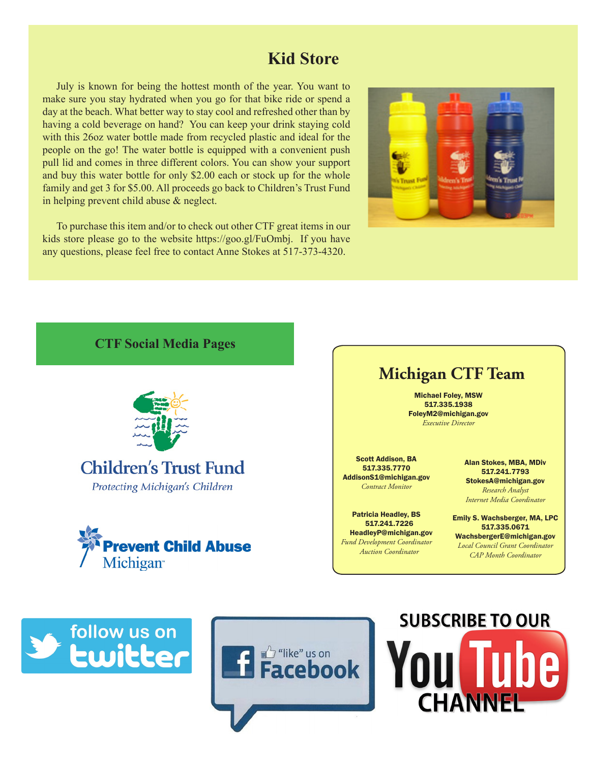## Kid Store

July is known for being the hottest month of the year. You want to make sure you stay hydrated when you go for that bike ride or spend a day at the beach. What better way to stay cool and refreshed other than by having a cold beverage on hand? You can keep your drink staying cold with this 26oz water bottle made from recycled plastic and ideal for the people on the go! The water bottle is equipped with a convenient push pull lid and comes in three different colors. You can show your support and buy this water bottle for only $2.00 each or stock up for the whole family and get 3 for $5.00. All proceeds go back to Children's Trust Fund in helping prevent child abuse & neglect.

To purchase this item and/or to check out other CTF great items in our kids store please go to the website https://goo.gl/FuOmbj. If you have any questions, please feel free to contact Anne Stokes at 517-373-4320.

## CTF Social Media Pages

Children's Trust Fund
*Protecting Michigan's Children*

Prevent Child Abuse Michigan

follow us on twitter

"like" us on Facebook

SUBSCRIBE TO OUR YouTube CHANNEL

## Michigan CTF Team

**Michael Foley, MSW**
**517.335.1938**
**FoleyM2@michigan.gov**
*Executive Director*

**Scott Addison, BA**
**517.335.7770**
**AddisonS1@michigan.gov**
*Contract Monitor*

**Alan Stokes, MBA, MDiv**
**517.241.7793**
**StokesA@michigan.gov**
*Research Analyst*
*Internet Media Coordinator*

**Patricia Headley, BS**
**517.241.7226**
**HeadleyP@michigan.gov**
*Fund Development Coordinator*
*Auction Coordinator*

**Emily S. Wachsberger, MA, LPC**
**517.335.0671**
**WachsbergerE@michigan.gov**
*Local Council Grant Coordinator*
*CAP Month Coordinator*